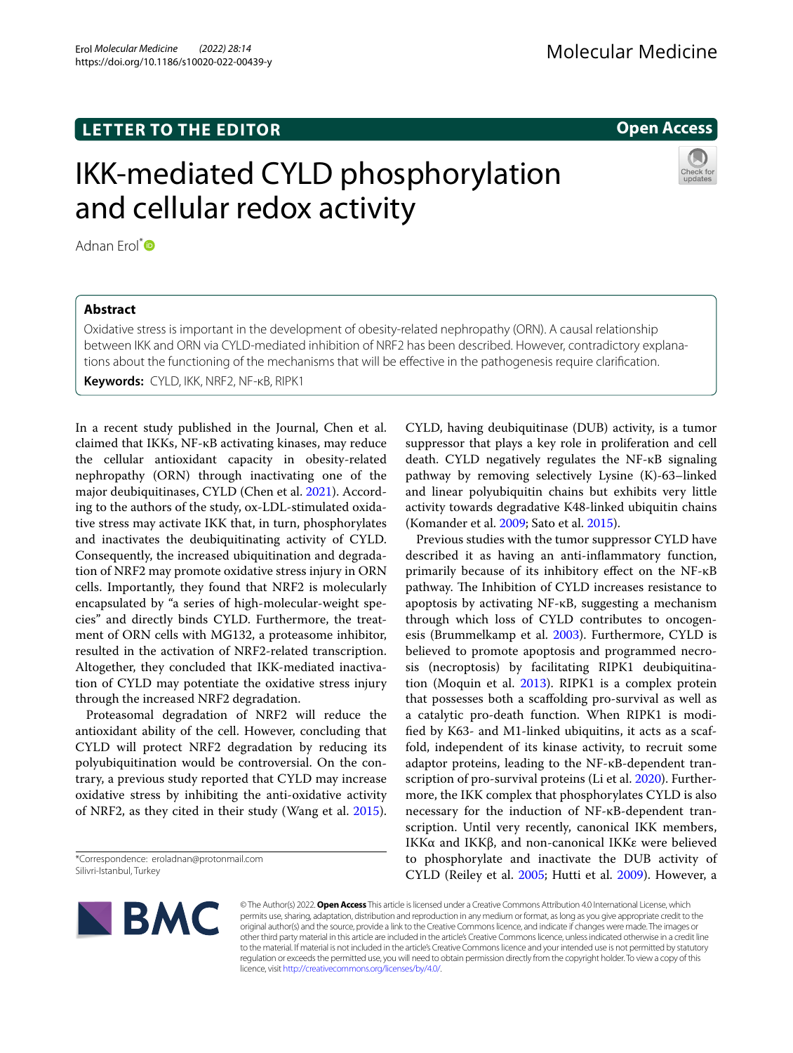**LETTER TO THE EDITOR**

**Open Access**

# IKK-mediated CYLD phosphorylation and cellular redox activity

Adnan Erol*

## Abstract

Oxidative stress is important in the development of obesity-related nephropathy (ORN). A causal relationship between IKK and ORN via CYLD-mediated inhibition of NRF2 has been described. However, contradictory explanations about the functioning of the mechanisms that will be effective in the pathogenesis require clarification.

**Keywords:** CYLD, IKK, NRF2, NF-κB, RIPK1

In a recent study published in the Journal, Chen et al. claimed that IKKs, NF-κB activating kinases, may reduce the cellular antioxidant capacity in obesity-related nephropathy (ORN) through inactivating one of the major deubiquitinases, CYLD (Chen et al. 2021). According to the authors of the study, ox-LDL-stimulated oxidative stress may activate IKK that, in turn, phosphorylates and inactivates the deubiquitinating activity of CYLD. Consequently, the increased ubiquitination and degradation of NRF2 may promote oxidative stress injury in ORN cells. Importantly, they found that NRF2 is molecularly encapsulated by "a series of high-molecular-weight species" and directly binds CYLD. Furthermore, the treatment of ORN cells with MG132, a proteasome inhibitor, resulted in the activation of NRF2-related transcription. Altogether, they concluded that IKK-mediated inactivation of CYLD may potentiate the oxidative stress injury through the increased NRF2 degradation.

Proteasomal degradation of NRF2 will reduce the antioxidant ability of the cell. However, concluding that CYLD will protect NRF2 degradation by reducing its polyubiquitination would be controversial. On the contrary, a previous study reported that CYLD may increase oxidative stress by inhibiting the anti-oxidative activity of NRF2, as they cited in their study (Wang et al. 2015).

CYLD, having deubiquitinase (DUB) activity, is a tumor suppressor that plays a key role in proliferation and cell death. CYLD negatively regulates the NF-κB signaling pathway by removing selectively Lysine (K)-63–linked and linear polyubiquitin chains but exhibits very little activity towards degradative K48-linked ubiquitin chains (Komander et al. 2009; Sato et al. 2015).

Previous studies with the tumor suppressor CYLD have described it as having an anti-inflammatory function, primarily because of its inhibitory effect on the NF-κB pathway. The Inhibition of CYLD increases resistance to apoptosis by activating NF-κB, suggesting a mechanism through which loss of CYLD contributes to oncogenesis (Brummelkamp et al. 2003). Furthermore, CYLD is believed to promote apoptosis and programmed necrosis (necroptosis) by facilitating RIPK1 deubiquitination (Moquin et al. 2013). RIPK1 is a complex protein that possesses both a scaffolding pro-survival as well as a catalytic pro-death function. When RIPK1 is modified by K63- and M1-linked ubiquitins, it acts as a scaffold, independent of its kinase activity, to recruit some adaptor proteins, leading to the NF-κB-dependent transcription of pro-survival proteins (Li et al. 2020). Furthermore, the IKK complex that phosphorylates CYLD is also necessary for the induction of NF-κB-dependent transcription. Until very recently, canonical IKK members, IKKα and IKKβ, and non-canonical IKKε were believed to phosphorylate and inactivate the DUB activity of CYLD (Reiley et al. 2005; Hutti et al. 2009). However, a

*Correspondence: eroladnan@protonmail.com
Silivri-Istanbul, Turkey

© The Author(s) 2022. **Open Access** This article is licensed under a Creative Commons Attribution 4.0 International License, which permits use, sharing, adaptation, distribution and reproduction in any medium or format, as long as you give appropriate credit to the original author(s) and the source, provide a link to the Creative Commons licence, and indicate if changes were made. The images or other third party material in this article are included in the article's Creative Commons licence, unless indicated otherwise in a credit line to the material. If material is not included in the article's Creative Commons licence and your intended use is not permitted by statutory regulation or exceeds the permitted use, you will need to obtain permission directly from the copyright holder. To view a copy of this licence, visit http://creativecommons.org/licenses/by/4.0/.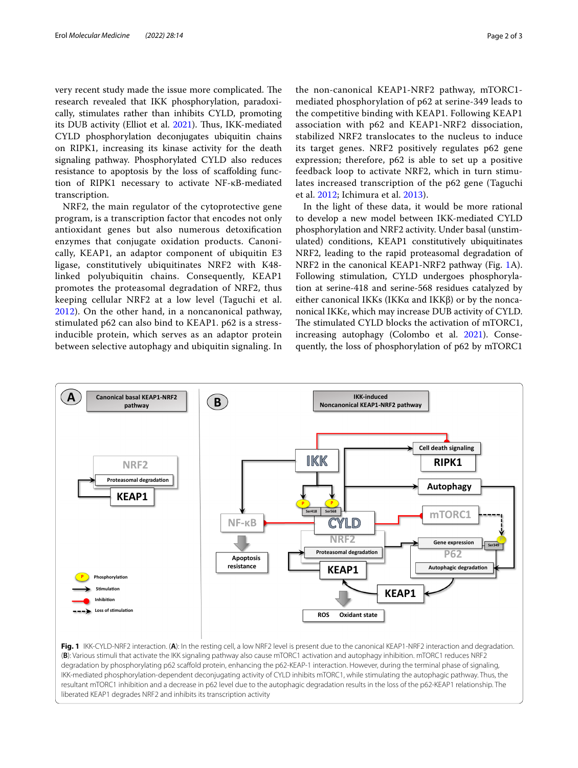very recent study made the issue more complicated. The research revealed that IKK phosphorylation, paradoxically, stimulates rather than inhibits CYLD, promoting its DUB activity (Elliot et al. 2021). Thus, IKK-mediated CYLD phosphorylation deconjugates ubiquitin chains on RIPK1, increasing its kinase activity for the death signaling pathway. Phosphorylated CYLD also reduces resistance to apoptosis by the loss of scaffolding function of RIPK1 necessary to activate NF-κB-mediated transcription.

NRF2, the main regulator of the cytoprotective gene program, is a transcription factor that encodes not only antioxidant genes but also numerous detoxification enzymes that conjugate oxidation products. Canonically, KEAP1, an adaptor component of ubiquitin E3 ligase, constitutively ubiquitinates NRF2 with K48-linked polyubiquitin chains. Consequently, KEAP1 promotes the proteasomal degradation of NRF2, thus keeping cellular NRF2 at a low level (Taguchi et al. 2012). On the other hand, in a noncanonical pathway, stimulated p62 can also bind to KEAP1. p62 is a stress-inducible protein, which serves as an adaptor protein between selective autophagy and ubiquitin signaling. In the non-canonical KEAP1-NRF2 pathway, mTORC1-mediated phosphorylation of p62 at serine-349 leads to the competitive binding with KEAP1. Following KEAP1 association with p62 and KEAP1-NRF2 dissociation, stabilized NRF2 translocates to the nucleus to induce its target genes. NRF2 positively regulates p62 gene expression; therefore, p62 is able to set up a positive feedback loop to activate NRF2, which in turn stimulates increased transcription of the p62 gene (Taguchi et al. 2012; Ichimura et al. 2013).

In the light of these data, it would be more rational to develop a new model between IKK-mediated CYLD phosphorylation and NRF2 activity. Under basal (unstimulated) conditions, KEAP1 constitutively ubiquitinates NRF2, leading to the rapid proteasomal degradation of NRF2 in the canonical KEAP1-NRF2 pathway (Fig. 1A). Following stimulation, CYLD undergoes phosphorylation at serine-418 and serine-568 residues catalyzed by either canonical IKKs (IKKα and IKKβ) or by the noncanonical IKKε, which may increase DUB activity of CYLD. The stimulated CYLD blocks the activation of mTORC1, increasing autophagy (Colombo et al. 2021). Consequently, the loss of phosphorylation of p62 by mTORC1

**Fig. 1** IKK-CYLD-NRF2 interaction. (**A**): In the resting cell, a low NRF2 level is present due to the canonical KEAP1-NRF2 interaction and degradation. (**B**): Various stimuli that activate the IKK signaling pathway also cause mTORC1 activation and autophagy inhibition. mTORC1 reduces NRF2 degradation by phosphorylating p62 scaffold protein, enhancing the p62-KEAP-1 interaction. However, during the terminal phase of signaling, IKK-mediated phosphorylation-dependent deconjugating activity of CYLD inhibits mTORC1, while stimulating the autophagic pathway. Thus, the resultant mTORC1 inhibition and a decrease in p62 level due to the autophagic degradation results in the loss of the p62-KEAP1 relationship. The liberated KEAP1 degrades NRF2 and inhibits its transcription activity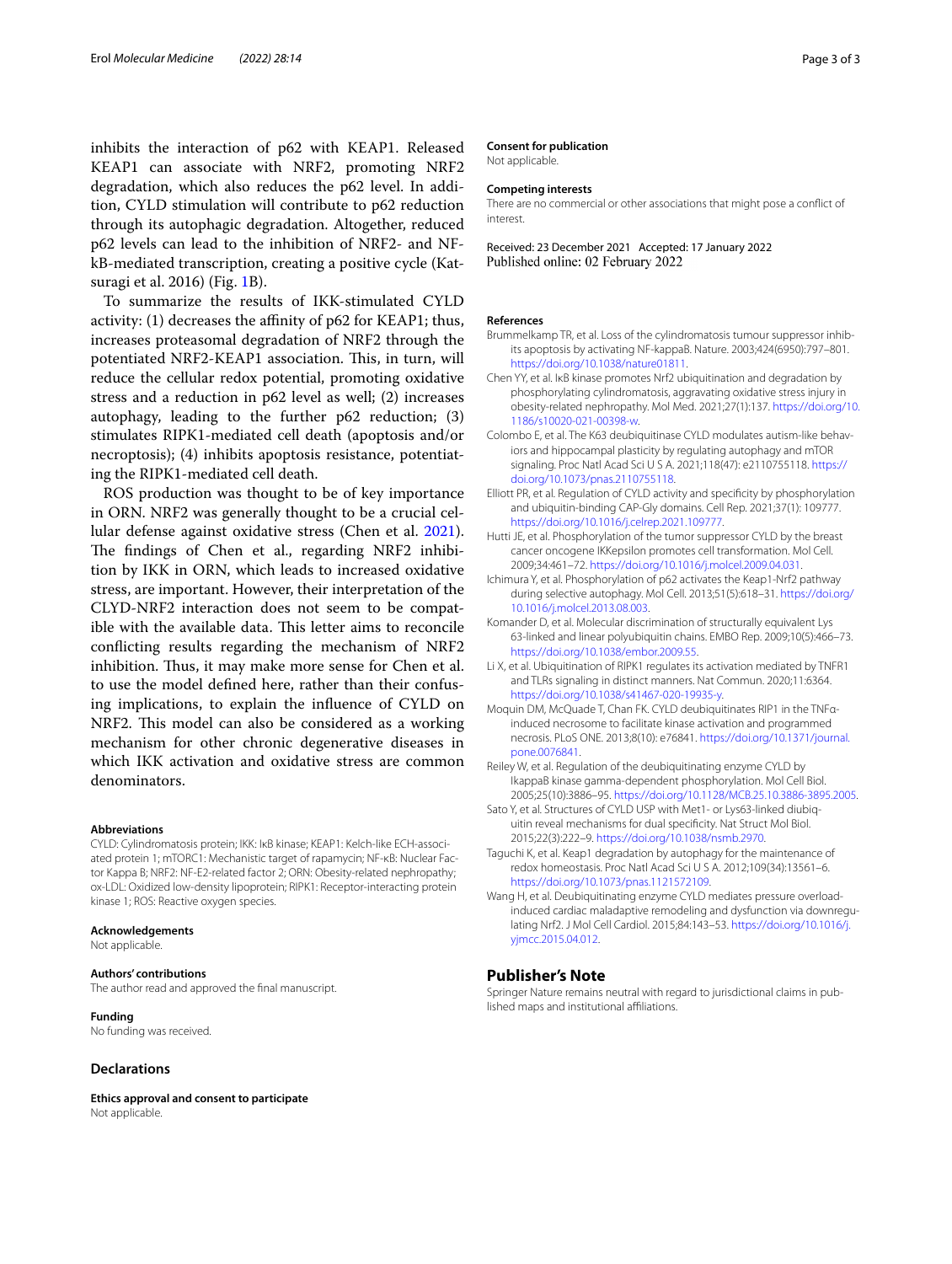inhibits the interaction of p62 with KEAP1. Released KEAP1 can associate with NRF2, promoting NRF2 degradation, which also reduces the p62 level. In addition, CYLD stimulation will contribute to p62 reduction through its autophagic degradation. Altogether, reduced p62 levels can lead to the inhibition of NRF2- and NF-kB-mediated transcription, creating a positive cycle (Katsuragi et al. 2016) (Fig. 1B).

To summarize the results of IKK-stimulated CYLD activity: (1) decreases the affinity of p62 for KEAP1; thus, increases proteasomal degradation of NRF2 through the potentiated NRF2-KEAP1 association. This, in turn, will reduce the cellular redox potential, promoting oxidative stress and a reduction in p62 level as well; (2) increases autophagy, leading to the further p62 reduction; (3) stimulates RIPK1-mediated cell death (apoptosis and/or necroptosis); (4) inhibits apoptosis resistance, potentiating the RIPK1-mediated cell death.

ROS production was thought to be of key importance in ORN. NRF2 was generally thought to be a crucial cellular defense against oxidative stress (Chen et al. 2021). The findings of Chen et al., regarding NRF2 inhibition by IKK in ORN, which leads to increased oxidative stress, are important. However, their interpretation of the CLYD-NRF2 interaction does not seem to be compatible with the available data. This letter aims to reconcile conflicting results regarding the mechanism of NRF2 inhibition. Thus, it may make more sense for Chen et al. to use the model defined here, rather than their confusing implications, to explain the influence of CYLD on NRF2. This model can also be considered as a working mechanism for other chronic degenerative diseases in which IKK activation and oxidative stress are common denominators.

#### Abbreviations

CYLD: Cylindromatosis protein; IKK: IκB kinase; KEAP1: Kelch-like ECH-associated protein 1; mTORC1: Mechanistic target of rapamycin; NF-κB: Nuclear Factor Kappa B; NRF2: NF-E2-related factor 2; ORN: Obesity-related nephropathy; ox-LDL: Oxidized low-density lipoprotein; RIPK1: Receptor-interacting protein kinase 1; ROS: Reactive oxygen species.

#### Acknowledgements

Not applicable.

#### Authors' contributions

The author read and approved the final manuscript.

#### Funding

No funding was received.

### Declarations

#### Ethics approval and consent to participate

Not applicable.

#### Consent for publication

Not applicable.

#### Competing interests

There are no commercial or other associations that might pose a conflict of interest.

Received: 23 December 2021 Accepted: 17 January 2022
Published online: 02 February 2022

#### References

Brummelkamp TR, et al. Loss of the cylindromatosis tumour suppressor inhibits apoptosis by activating NF-kappaB. Nature. 2003;424(6950):797–801. https://doi.org/10.1038/nature01811.

Chen YY, et al. IκB kinase promotes Nrf2 ubiquitination and degradation by phosphorylating cylindromatosis, aggravating oxidative stress injury in obesity-related nephropathy. Mol Med. 2021;27(1):137. https://doi.org/10.1186/s10020-021-00398-w.

Colombo E, et al. The K63 deubiquitinase CYLD modulates autism-like behaviors and hippocampal plasticity by regulating autophagy and mTOR signaling. Proc Natl Acad Sci U S A. 2021;118(47): e2110755118. https://doi.org/10.1073/pnas.2110755118.

Elliott PR, et al. Regulation of CYLD activity and specificity by phosphorylation and ubiquitin-binding CAP-Gly domains. Cell Rep. 2021;37(1): 109777. https://doi.org/10.1016/j.celrep.2021.109777.

Hutti JE, et al. Phosphorylation of the tumor suppressor CYLD by the breast cancer oncogene IKKepsilon promotes cell transformation. Mol Cell. 2009;34:461–72. https://doi.org/10.1016/j.molcel.2009.04.031.

Ichimura Y, et al. Phosphorylation of p62 activates the Keap1-Nrf2 pathway during selective autophagy. Mol Cell. 2013;51(5):618–31. https://doi.org/10.1016/j.molcel.2013.08.003.

Komander D, et al. Molecular discrimination of structurally equivalent Lys 63-linked and linear polyubiquitin chains. EMBO Rep. 2009;10(5):466–73. https://doi.org/10.1038/embor.2009.55.

Li X, et al. Ubiquitination of RIPK1 regulates its activation mediated by TNFR1 and TLRs signaling in distinct manners. Nat Commun. 2020;11:6364. https://doi.org/10.1038/s41467-020-19935-y.

Moquin DM, McQuade T, Chan FK. CYLD deubiquitinates RIP1 in the TNFα-induced necrosome to facilitate kinase activation and programmed necrosis. PLoS ONE. 2013;8(10): e76841. https://doi.org/10.1371/journal.pone.0076841.

Reiley W, et al. Regulation of the deubiquitinating enzyme CYLD by IkappaB kinase gamma-dependent phosphorylation. Mol Cell Biol. 2005;25(10):3886–95. https://doi.org/10.1128/MCB.25.10.3886-3895.2005.

Sato Y, et al. Structures of CYLD USP with Met1- or Lys63-linked diubiquitin reveal mechanisms for dual specificity. Nat Struct Mol Biol. 2015;22(3):222–9. https://doi.org/10.1038/nsmb.2970.

Taguchi K, et al. Keap1 degradation by autophagy for the maintenance of redox homeostasis. Proc Natl Acad Sci U S A. 2012;109(34):13561–6. https://doi.org/10.1073/pnas.1121572109.

Wang H, et al. Deubiquitinating enzyme CYLD mediates pressure overload-induced cardiac maladaptive remodeling and dysfunction via downregulating Nrf2. J Mol Cell Cardiol. 2015;84:143–53. https://doi.org/10.1016/j.yjmcc.2015.04.012.

### Publisher's Note

Springer Nature remains neutral with regard to jurisdictional claims in published maps and institutional affiliations.